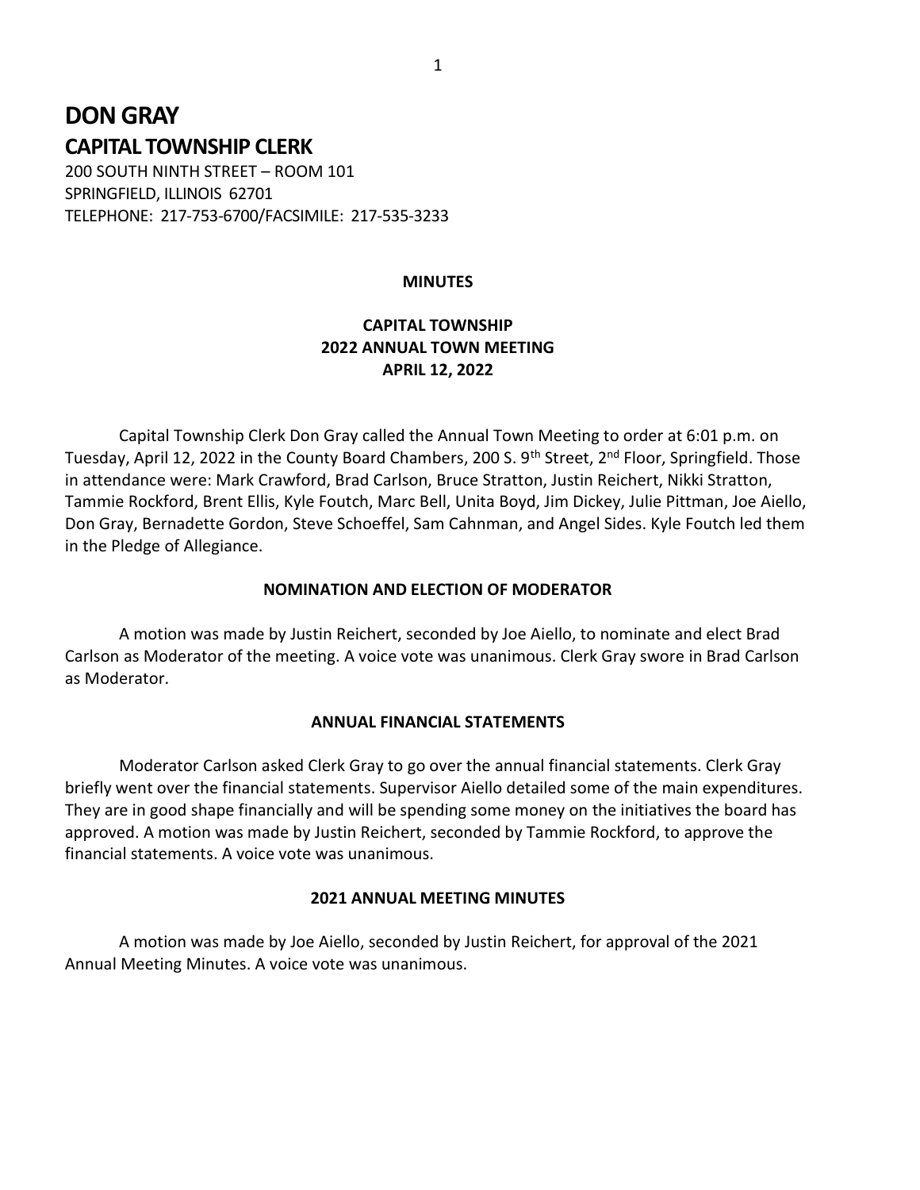# DON GRAY

## CAPITAL TOWNSHIP CLERK

200 SOUTH NINTH STREET – ROOM 101
SPRINGFIELD, ILLINOIS 62701
TELEPHONE: 217-753-6700/FACSIMILE: 217-535-3233

**MINUTES**

**CAPITAL TOWNSHIP**
**2022 ANNUAL TOWN MEETING**
**APRIL 12, 2022**

Capital Township Clerk Don Gray called the Annual Town Meeting to order at 6:01 p.m. on Tuesday, April 12, 2022 in the County Board Chambers, 200 S. 9th Street, 2nd Floor, Springfield. Those in attendance were: Mark Crawford, Brad Carlson, Bruce Stratton, Justin Reichert, Nikki Stratton, Tammie Rockford, Brent Ellis, Kyle Foutch, Marc Bell, Unita Boyd, Jim Dickey, Julie Pittman, Joe Aiello, Don Gray, Bernadette Gordon, Steve Schoeffel, Sam Cahnman, and Angel Sides. Kyle Foutch led them in the Pledge of Allegiance.

**NOMINATION AND ELECTION OF MODERATOR**

A motion was made by Justin Reichert, seconded by Joe Aiello, to nominate and elect Brad Carlson as Moderator of the meeting. A voice vote was unanimous. Clerk Gray swore in Brad Carlson as Moderator.

**ANNUAL FINANCIAL STATEMENTS**

Moderator Carlson asked Clerk Gray to go over the annual financial statements. Clerk Gray briefly went over the financial statements. Supervisor Aiello detailed some of the main expenditures. They are in good shape financially and will be spending some money on the initiatives the board has approved. A motion was made by Justin Reichert, seconded by Tammie Rockford, to approve the financial statements. A voice vote was unanimous.

**2021 ANNUAL MEETING MINUTES**

A motion was made by Joe Aiello, seconded by Justin Reichert, for approval of the 2021 Annual Meeting Minutes. A voice vote was unanimous.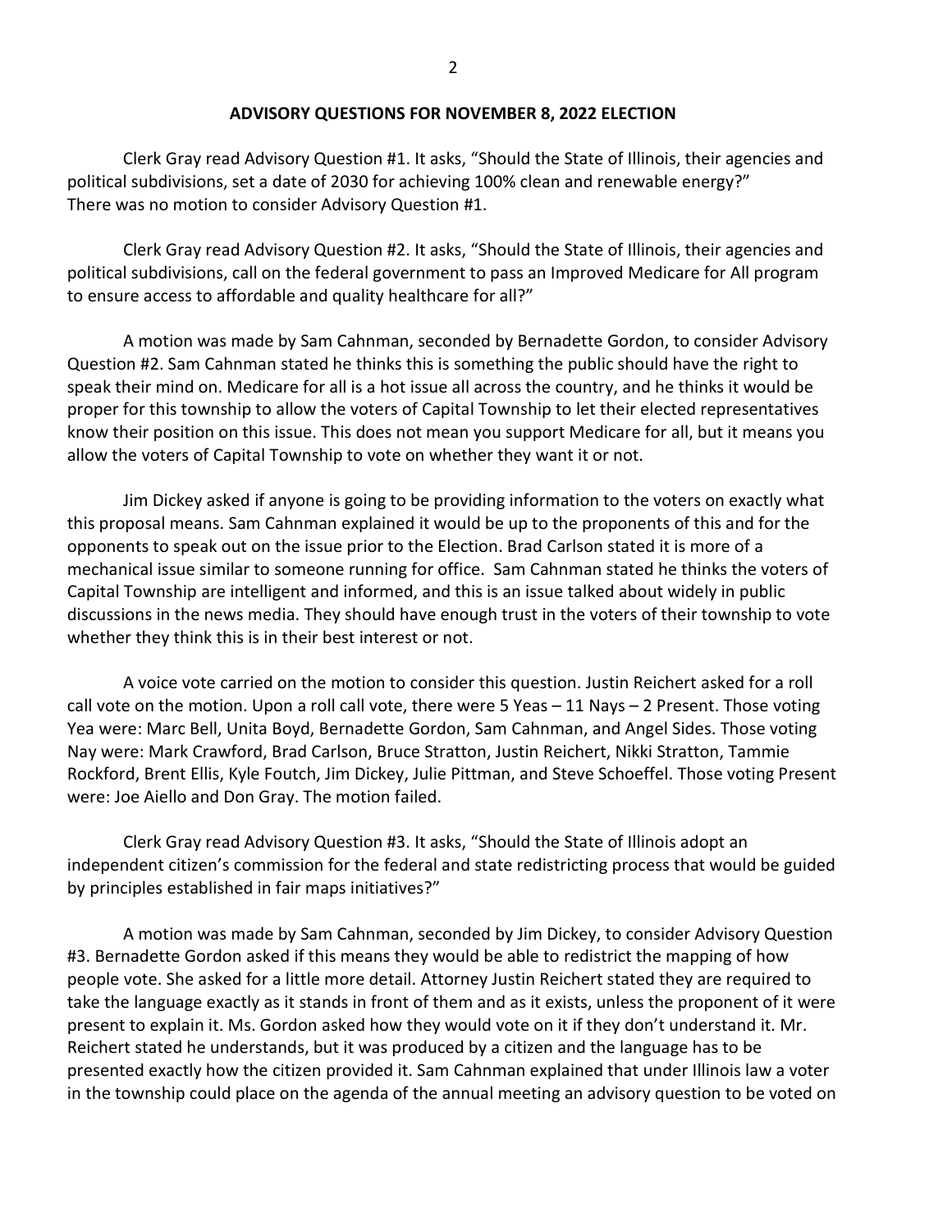## ADVISORY QUESTIONS FOR NOVEMBER 8, 2022 ELECTION

Clerk Gray read Advisory Question #1. It asks, "Should the State of Illinois, their agencies and political subdivisions, set a date of 2030 for achieving 100% clean and renewable energy?" There was no motion to consider Advisory Question #1.

Clerk Gray read Advisory Question #2. It asks, "Should the State of Illinois, their agencies and political subdivisions, call on the federal government to pass an Improved Medicare for All program to ensure access to affordable and quality healthcare for all?"

A motion was made by Sam Cahnman, seconded by Bernadette Gordon, to consider Advisory Question #2. Sam Cahnman stated he thinks this is something the public should have the right to speak their mind on. Medicare for all is a hot issue all across the country, and he thinks it would be proper for this township to allow the voters of Capital Township to let their elected representatives know their position on this issue. This does not mean you support Medicare for all, but it means you allow the voters of Capital Township to vote on whether they want it or not.

Jim Dickey asked if anyone is going to be providing information to the voters on exactly what this proposal means. Sam Cahnman explained it would be up to the proponents of this and for the opponents to speak out on the issue prior to the Election. Brad Carlson stated it is more of a mechanical issue similar to someone running for office. Sam Cahnman stated he thinks the voters of Capital Township are intelligent and informed, and this is an issue talked about widely in public discussions in the news media. They should have enough trust in the voters of their township to vote whether they think this is in their best interest or not.

A voice vote carried on the motion to consider this question. Justin Reichert asked for a roll call vote on the motion. Upon a roll call vote, there were 5 Yeas – 11 Nays – 2 Present. Those voting Yea were: Marc Bell, Unita Boyd, Bernadette Gordon, Sam Cahnman, and Angel Sides. Those voting Nay were: Mark Crawford, Brad Carlson, Bruce Stratton, Justin Reichert, Nikki Stratton, Tammie Rockford, Brent Ellis, Kyle Foutch, Jim Dickey, Julie Pittman, and Steve Schoeffel. Those voting Present were: Joe Aiello and Don Gray. The motion failed.

Clerk Gray read Advisory Question #3. It asks, "Should the State of Illinois adopt an independent citizen's commission for the federal and state redistricting process that would be guided by principles established in fair maps initiatives?"

A motion was made by Sam Cahnman, seconded by Jim Dickey, to consider Advisory Question #3. Bernadette Gordon asked if this means they would be able to redistrict the mapping of how people vote. She asked for a little more detail. Attorney Justin Reichert stated they are required to take the language exactly as it stands in front of them and as it exists, unless the proponent of it were present to explain it. Ms. Gordon asked how they would vote on it if they don't understand it. Mr. Reichert stated he understands, but it was produced by a citizen and the language has to be presented exactly how the citizen provided it. Sam Cahnman explained that under Illinois law a voter in the township could place on the agenda of the annual meeting an advisory question to be voted on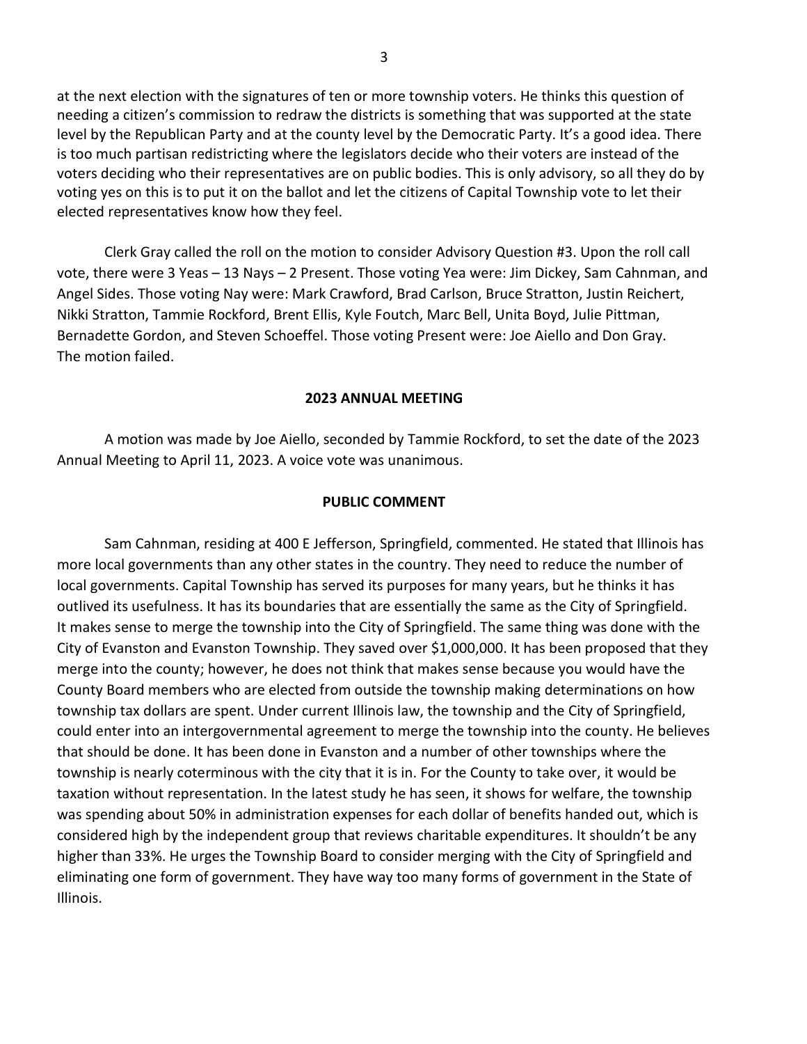at the next election with the signatures of ten or more township voters. He thinks this question of needing a citizen's commission to redraw the districts is something that was supported at the state level by the Republican Party and at the county level by the Democratic Party. It's a good idea. There is too much partisan redistricting where the legislators decide who their voters are instead of the voters deciding who their representatives are on public bodies. This is only advisory, so all they do by voting yes on this is to put it on the ballot and let the citizens of Capital Township vote to let their elected representatives know how they feel.

Clerk Gray called the roll on the motion to consider Advisory Question #3. Upon the roll call vote, there were 3 Yeas – 13 Nays – 2 Present. Those voting Yea were: Jim Dickey, Sam Cahnman, and Angel Sides. Those voting Nay were: Mark Crawford, Brad Carlson, Bruce Stratton, Justin Reichert, Nikki Stratton, Tammie Rockford, Brent Ellis, Kyle Foutch, Marc Bell, Unita Boyd, Julie Pittman, Bernadette Gordon, and Steven Schoeffel. Those voting Present were: Joe Aiello and Don Gray. The motion failed.

**2023 ANNUAL MEETING**

A motion was made by Joe Aiello, seconded by Tammie Rockford, to set the date of the 2023 Annual Meeting to April 11, 2023. A voice vote was unanimous.

**PUBLIC COMMENT**

Sam Cahnman, residing at 400 E Jefferson, Springfield, commented. He stated that Illinois has more local governments than any other states in the country. They need to reduce the number of local governments. Capital Township has served its purposes for many years, but he thinks it has outlived its usefulness. It has its boundaries that are essentially the same as the City of Springfield. It makes sense to merge the township into the City of Springfield. The same thing was done with the City of Evanston and Evanston Township. They saved over $1,000,000. It has been proposed that they merge into the county; however, he does not think that makes sense because you would have the County Board members who are elected from outside the township making determinations on how township tax dollars are spent. Under current Illinois law, the township and the City of Springfield, could enter into an intergovernmental agreement to merge the township into the county. He believes that should be done. It has been done in Evanston and a number of other townships where the township is nearly coterminous with the city that it is in. For the County to take over, it would be taxation without representation. In the latest study he has seen, it shows for welfare, the township was spending about 50% in administration expenses for each dollar of benefits handed out, which is considered high by the independent group that reviews charitable expenditures. It shouldn't be any higher than 33%. He urges the Township Board to consider merging with the City of Springfield and eliminating one form of government. They have way too many forms of government in the State of Illinois.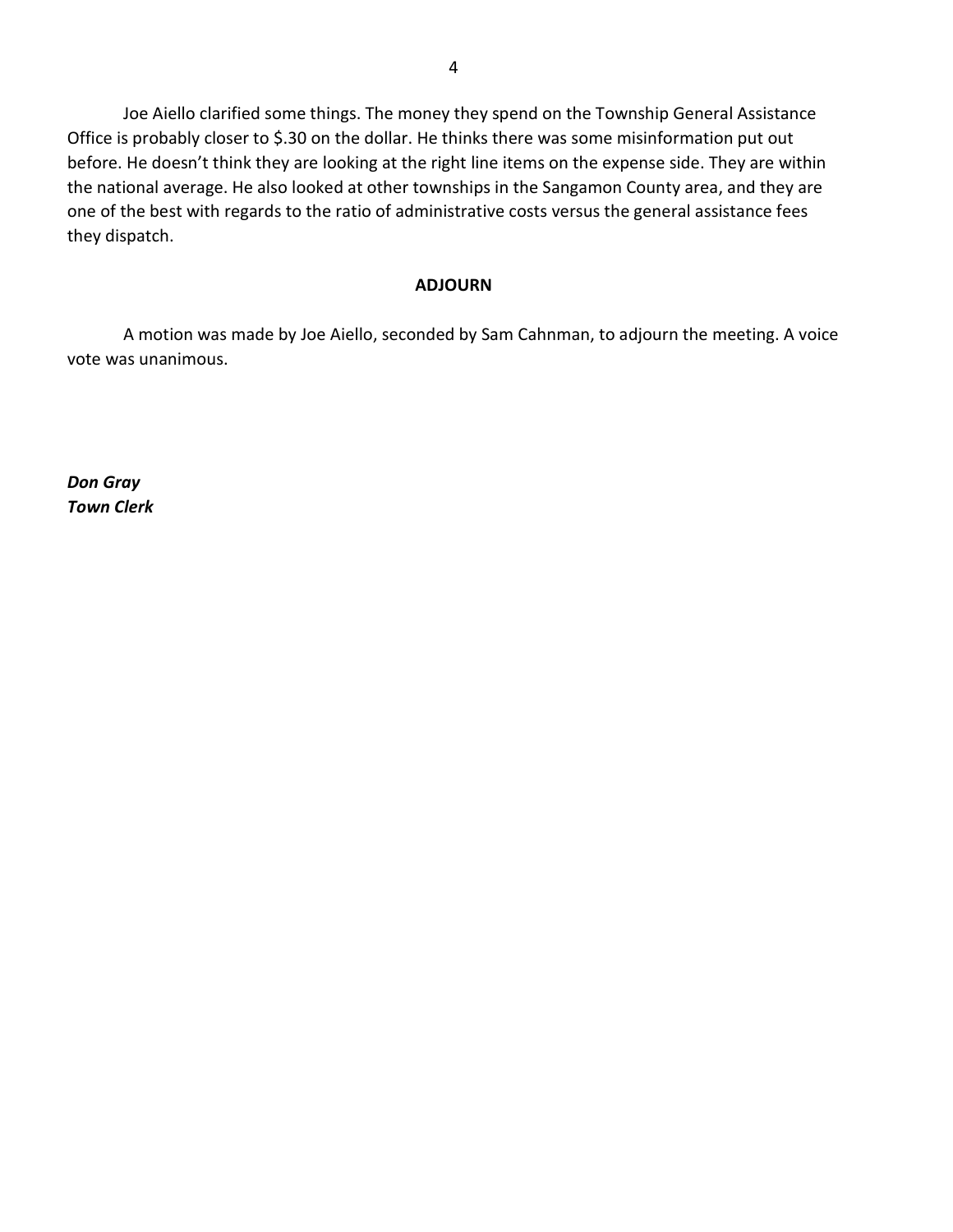Joe Aiello clarified some things. The money they spend on the Township General Assistance Office is probably closer to $.30 on the dollar. He thinks there was some misinformation put out before. He doesn't think they are looking at the right line items on the expense side. They are within the national average. He also looked at other townships in the Sangamon County area, and they are one of the best with regards to the ratio of administrative costs versus the general assistance fees they dispatch.

**ADJOURN**

A motion was made by Joe Aiello, seconded by Sam Cahnman, to adjourn the meeting. A voice vote was unanimous.

***Don Gray***
***Town Clerk***